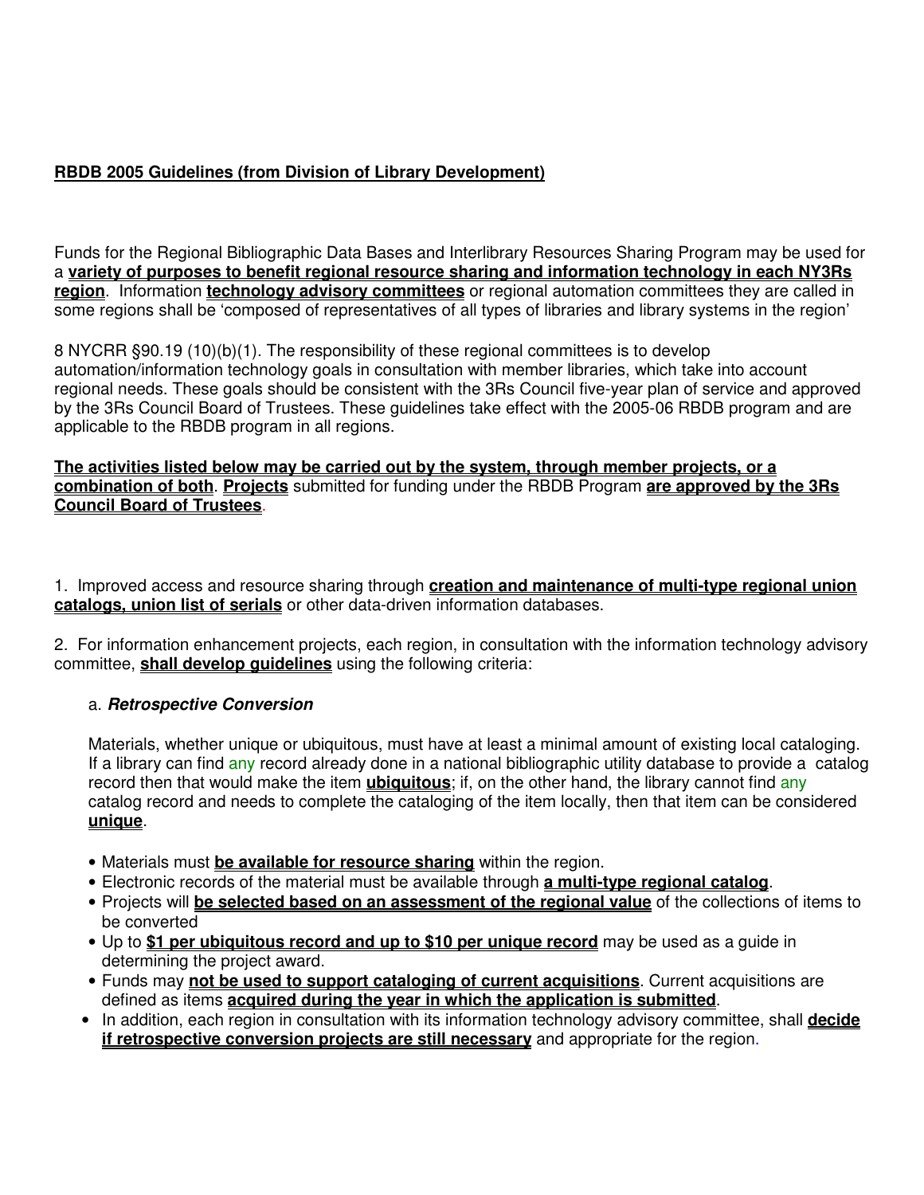**RBDB 2005 Guidelines (from Division of Library Development)**

Funds for the Regional Bibliographic Data Bases and Interlibrary Resources Sharing Program may be used for a **variety of purposes to benefit regional resource sharing and information technology in each NY3Rs region**. Information **technology advisory committees** or regional automation committees they are called in some regions shall be 'composed of representatives of all types of libraries and library systems in the region'

8 NYCRR §90.19 (10)(b)(1). The responsibility of these regional committees is to develop automation/information technology goals in consultation with member libraries, which take into account regional needs. These goals should be consistent with the 3Rs Council five-year plan of service and approved by the 3Rs Council Board of Trustees. These guidelines take effect with the 2005-06 RBDB program and are applicable to the RBDB program in all regions.

**The activities listed below may be carried out by the system, through member projects, or a combination of both**. **Projects** submitted for funding under the RBDB Program **are approved by the 3Rs Council Board of Trustees**.

1. Improved access and resource sharing through **creation and maintenance of multi-type regional union catalogs, union list of serials** or other data-driven information databases.

2. For information enhancement projects, each region, in consultation with the information technology advisory committee, **shall develop guidelines** using the following criteria:

   a. ***Retrospective Conversion***

   Materials, whether unique or ubiquitous, must have at least a minimal amount of existing local cataloging. If a library can find any record already done in a national bibliographic utility database to provide a catalog record then that would make the item **ubiquitous**; if, on the other hand, the library cannot find any catalog record and needs to complete the cataloging of the item locally, then that item can be considered **unique**.

   - Materials must **be available for resource sharing** within the region.
   - Electronic records of the material must be available through **a multi-type regional catalog**.
   - Projects will **be selected based on an assessment of the regional value** of the collections of items to be converted
   - Up to **$1 per ubiquitous record and up to $10 per unique record** may be used as a guide in determining the project award.
   - Funds may **not be used to support cataloging of current acquisitions**. Current acquisitions are defined as items **acquired during the year in which the application is submitted**.
   - In addition, each region in consultation with its information technology advisory committee, shall **decide if retrospective conversion projects are still necessary** and appropriate for the region.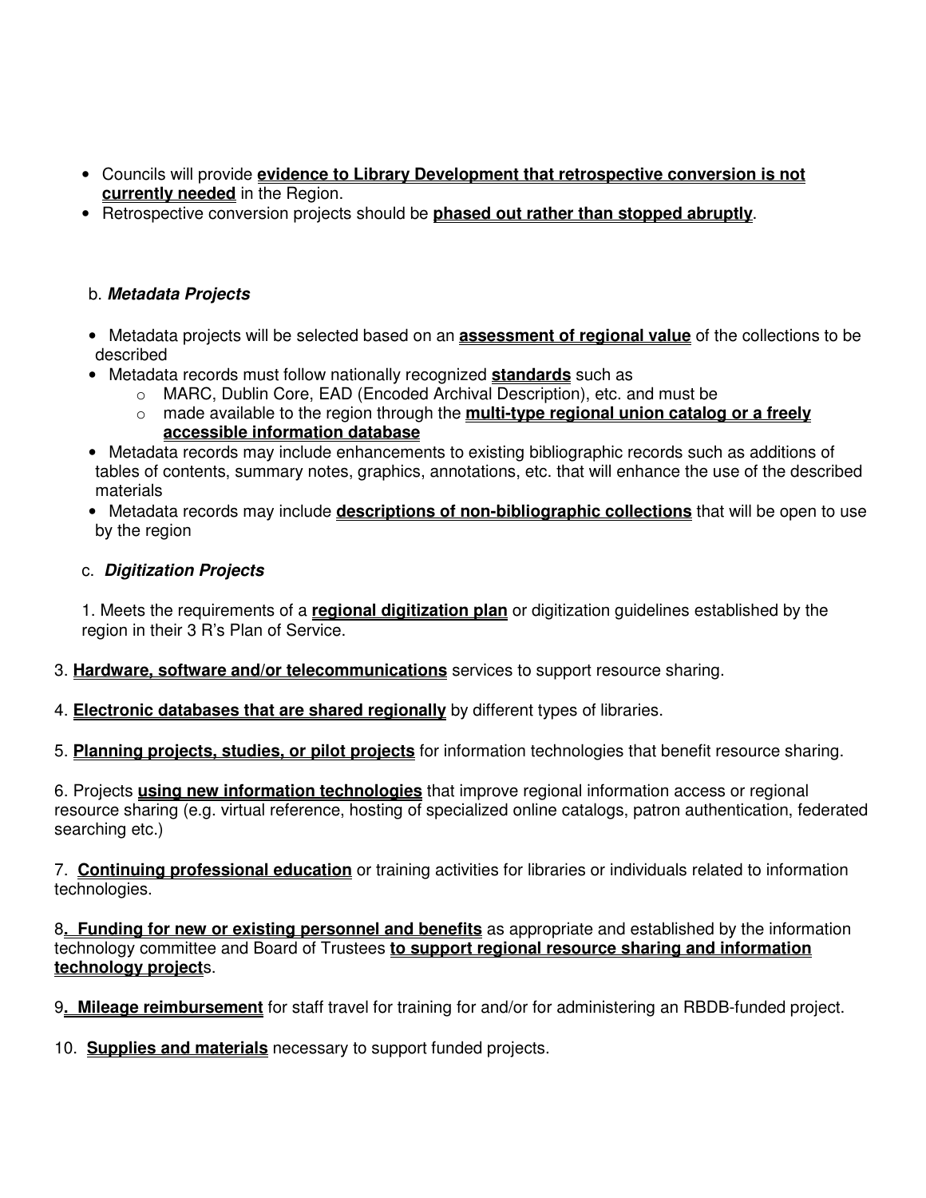- Councils will provide **evidence to Library Development that retrospective conversion is not currently needed** in the Region.
- Retrospective conversion projects should be **phased out rather than stopped abruptly**.

b. ***Metadata Projects***

- Metadata projects will be selected based on an **assessment of regional value** of the collections to be described
- Metadata records must follow nationally recognized **standards** such as
  - MARC, Dublin Core, EAD (Encoded Archival Description), etc. and must be
  - made available to the region through the **multi-type regional union catalog or a freely accessible information database**
- Metadata records may include enhancements to existing bibliographic records such as additions of tables of contents, summary notes, graphics, annotations, etc. that will enhance the use of the described materials
- Metadata records may include **descriptions of non-bibliographic collections** that will be open to use by the region

c. ***Digitization Projects***

1. Meets the requirements of a **regional digitization plan** or digitization guidelines established by the region in their 3 R's Plan of Service.

3. **Hardware, software and/or telecommunications** services to support resource sharing.

4. **Electronic databases that are shared regionally** by different types of libraries.

5. **Planning projects, studies, or pilot projects** for information technologies that benefit resource sharing.

6. Projects **using new information technologies** that improve regional information access or regional resource sharing (e.g. virtual reference, hosting of specialized online catalogs, patron authentication, federated searching etc.)

7. **Continuing professional education** or training activities for libraries or individuals related to information technologies.

8**. Funding for new or existing personnel and benefits** as appropriate and established by the information technology committee and Board of Trustees **to support regional resource sharing and information technology project**s.

9**. Mileage reimbursement** for staff travel for training for and/or for administering an RBDB-funded project.

10. **Supplies and materials** necessary to support funded projects.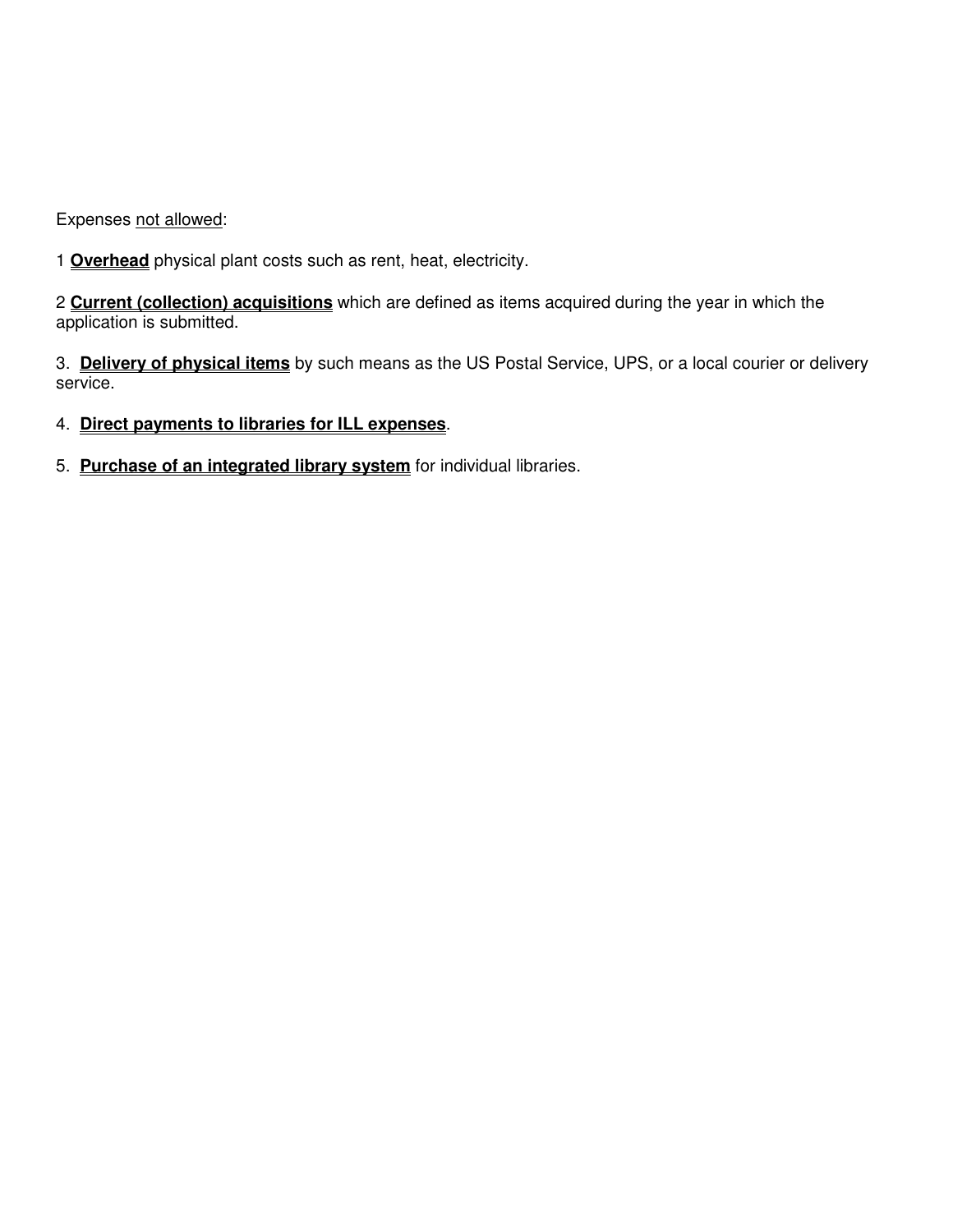Expenses not allowed:

1 **Overhead** physical plant costs such as rent, heat, electricity.

2 **Current (collection) acquisitions** which are defined as items acquired during the year in which the application is submitted.

3. **Delivery of physical items** by such means as the US Postal Service, UPS, or a local courier or delivery service.

4. **Direct payments to libraries for ILL expenses**.

5. **Purchase of an integrated library system** for individual libraries.